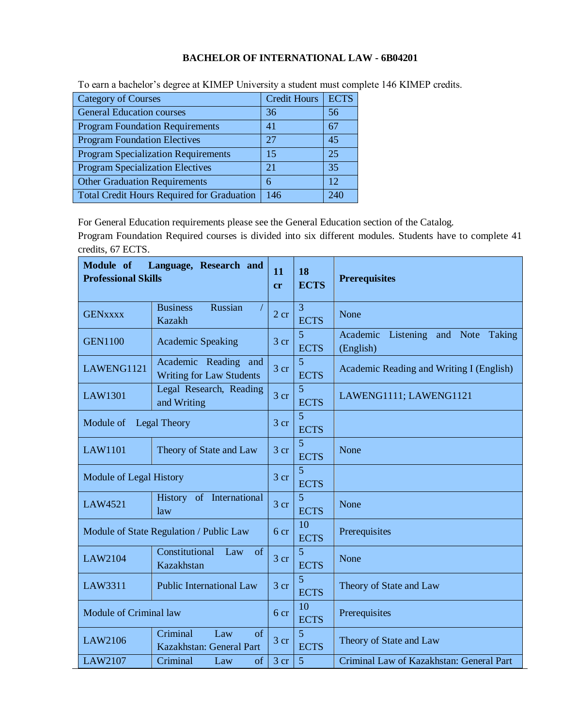**BACHELOR OF INTERNATIONAL LAW - 6B04201**

To earn a bachelor's degree at KIMEP University a student must complete 146 KIMEP credits.

| Category of Courses | Credit Hours | ECTS |
|---|---|---|
| General Education courses | 36 | 56 |
| Program Foundation Requirements | 41 | 67 |
| Program Foundation Electives | 27 | 45 |
| Program Specialization Requirements | 15 | 25 |
| Program Specialization Electives | 21 | 35 |
| Other Graduation Requirements | 6 | 12 |
| Total Credit Hours Required for Graduation | 146 | 240 |

For General Education requirements please see the General Education section of the Catalog.
Program Foundation Required courses is divided into six different modules. Students have to complete 41 credits, 67 ECTS.

| **Module of Language, Research and Professional Skills** | | **11 cr** | **18 ECTS** | **Prerequisites** |
|---|---|---|---|---|
| GENxxxx | Business Russian / Kazakh | 2 cr | 3 ECTS | None |
| GEN1100 | Academic Speaking | 3 cr | 5 ECTS | Academic Listening and Note Taking (English) |
| LAWENG1121 | Academic Reading and Writing for Law Students | 3 cr | 5 ECTS | Academic Reading and Writing I (English) |
| LAW1301 | Legal Research, Reading and Writing | 3 cr | 5 ECTS | LAWENG1111; LAWENG1121 |
| Module of Legal Theory | | 3 cr | 5 ECTS | |
| LAW1101 | Theory of State and Law | 3 cr | 5 ECTS | None |
| Module of Legal History | | 3 cr | 5 ECTS | |
| LAW4521 | History of International law | 3 cr | 5 ECTS | None |
| Module of State Regulation / Public Law | | 6 cr | 10 ECTS | Prerequisites |
| LAW2104 | Constitutional Law of Kazakhstan | 3 cr | 5 ECTS | None |
| LAW3311 | Public International Law | 3 cr | 5 ECTS | Theory of State and Law |
| Module of Criminal law | | 6 cr | 10 ECTS | Prerequisites |
| LAW2106 | Criminal Law of Kazakhstan: General Part | 3 cr | 5 ECTS | Theory of State and Law |
| LAW2107 | Criminal Law of | 3 cr | 5 | Criminal Law of Kazakhstan: General Part |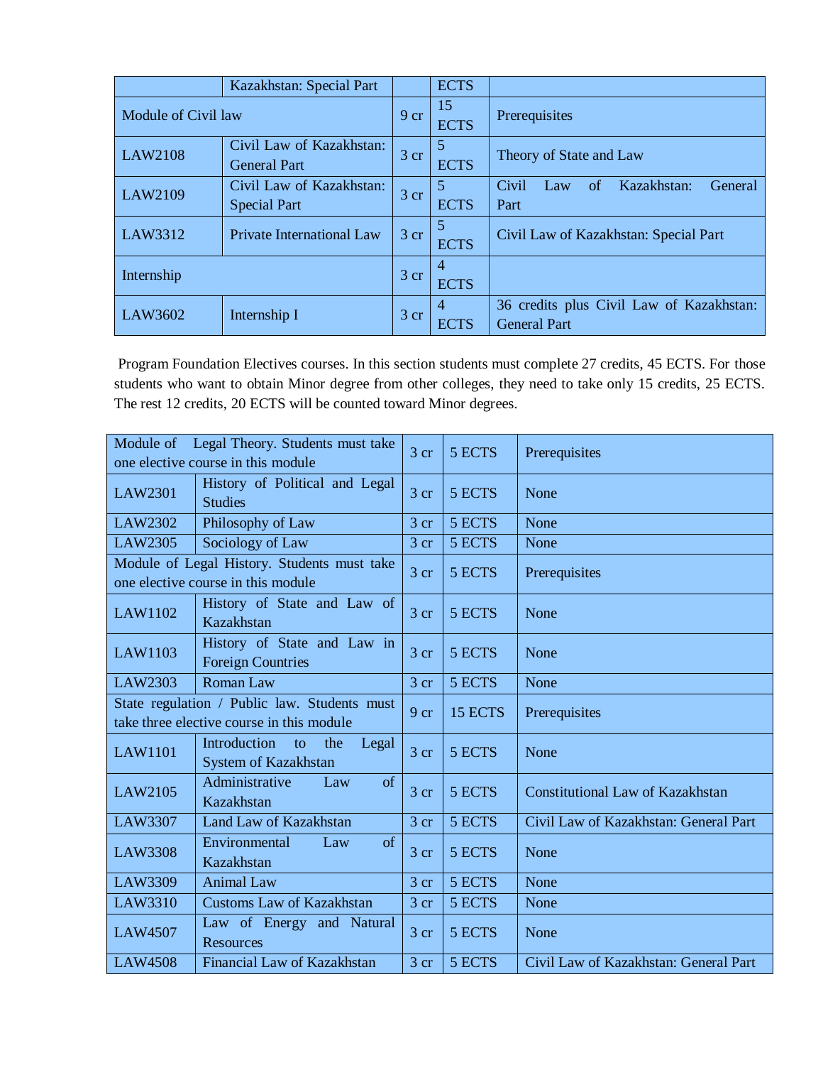| | Kazakhstan: Special Part | | ECTS | |
|---|---|---|---|---|
| Module of Civil law | | 9 cr | 15 ECTS | Prerequisites |
| LAW2108 | Civil Law of Kazakhstan: General Part | 3 cr | 5 ECTS | Theory of State and Law |
| LAW2109 | Civil Law of Kazakhstan: Special Part | 3 cr | 5 ECTS | Civil Law of Kazakhstan: General Part |
| LAW3312 | Private International Law | 3 cr | 5 ECTS | Civil Law of Kazakhstan: Special Part |
| Internship | | 3 cr | 4 ECTS | |
| LAW3602 | Internship I | 3 cr | 4 ECTS | 36 credits plus Civil Law of Kazakhstan: General Part |

Program Foundation Electives courses. In this section students must complete 27 credits, 45 ECTS. For those students who want to obtain Minor degree from other colleges, they need to take only 15 credits, 25 ECTS. The rest 12 credits, 20 ECTS will be counted toward Minor degrees.

| Module of Legal Theory. Students must take one elective course in this module | | 3 cr | 5 ECTS | Prerequisites |
|---|---|---|---|---|
| LAW2301 | History of Political and Legal Studies | 3 cr | 5 ECTS | None |
| LAW2302 | Philosophy of Law | 3 cr | 5 ECTS | None |
| LAW2305 | Sociology of Law | 3 cr | 5 ECTS | None |
| Module of Legal History. Students must take one elective course in this module | | 3 cr | 5 ECTS | Prerequisites |
| LAW1102 | History of State and Law of Kazakhstan | 3 cr | 5 ECTS | None |
| LAW1103 | History of State and Law in Foreign Countries | 3 cr | 5 ECTS | None |
| LAW2303 | Roman Law | 3 cr | 5 ECTS | None |
| State regulation / Public law. Students must take three elective course in this module | | 9 cr | 15 ECTS | Prerequisites |
| LAW1101 | Introduction to the Legal System of Kazakhstan | 3 cr | 5 ECTS | None |
| LAW2105 | Administrative Law of Kazakhstan | 3 cr | 5 ECTS | Constitutional Law of Kazakhstan |
| LAW3307 | Land Law of Kazakhstan | 3 cr | 5 ECTS | Civil Law of Kazakhstan: General Part |
| LAW3308 | Environmental Law of Kazakhstan | 3 cr | 5 ECTS | None |
| LAW3309 | Animal Law | 3 cr | 5 ECTS | None |
| LAW3310 | Customs Law of Kazakhstan | 3 cr | 5 ECTS | None |
| LAW4507 | Law of Energy and Natural Resources | 3 cr | 5 ECTS | None |
| LAW4508 | Financial Law of Kazakhstan | 3 cr | 5 ECTS | Civil Law of Kazakhstan: General Part |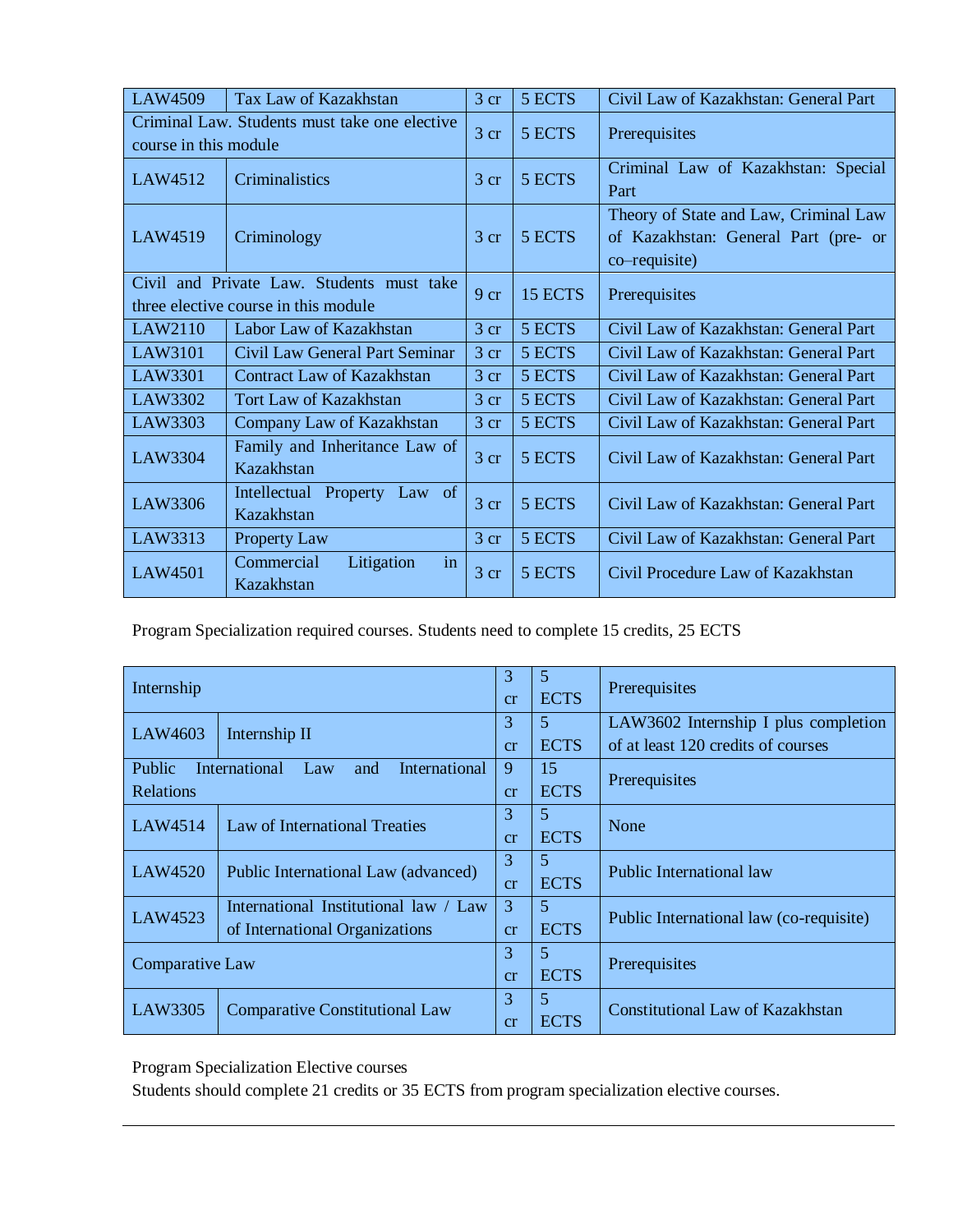| LAW4509 | Tax Law of Kazakhstan | 3 cr | 5 ECTS | Civil Law of Kazakhstan: General Part |
|---|---|---|---|---|
| Criminal Law. Students must take one elective course in this module | | 3 cr | 5 ECTS | Prerequisites |
| LAW4512 | Criminalistics | 3 cr | 5 ECTS | Criminal Law of Kazakhstan: Special Part |
| LAW4519 | Criminology | 3 cr | 5 ECTS | Theory of State and Law, Criminal Law of Kazakhstan: General Part (pre- or co–requisite) |
| Civil and Private Law. Students must take three elective course in this module | | 9 cr | 15 ECTS | Prerequisites |
| LAW2110 | Labor Law of Kazakhstan | 3 cr | 5 ECTS | Civil Law of Kazakhstan: General Part |
| LAW3101 | Civil Law General Part Seminar | 3 cr | 5 ECTS | Civil Law of Kazakhstan: General Part |
| LAW3301 | Contract Law of Kazakhstan | 3 cr | 5 ECTS | Civil Law of Kazakhstan: General Part |
| LAW3302 | Tort Law of Kazakhstan | 3 cr | 5 ECTS | Civil Law of Kazakhstan: General Part |
| LAW3303 | Company Law of Kazakhstan | 3 cr | 5 ECTS | Civil Law of Kazakhstan: General Part |
| LAW3304 | Family and Inheritance Law of Kazakhstan | 3 cr | 5 ECTS | Civil Law of Kazakhstan: General Part |
| LAW3306 | Intellectual Property Law of Kazakhstan | 3 cr | 5 ECTS | Civil Law of Kazakhstan: General Part |
| LAW3313 | Property Law | 3 cr | 5 ECTS | Civil Law of Kazakhstan: General Part |
| LAW4501 | Commercial Litigation in Kazakhstan | 3 cr | 5 ECTS | Civil Procedure Law of Kazakhstan |

Program Specialization required courses. Students need to complete 15 credits, 25 ECTS

| Internship | | 3 cr | 5 ECTS | Prerequisites |
|---|---|---|---|---|
| LAW4603 | Internship II | 3 cr | 5 ECTS | LAW3602 Internship I plus completion of at least 120 credits of courses |
| Public International Law and International Relations | | 9 cr | 15 ECTS | Prerequisites |
| LAW4514 | Law of International Treaties | 3 cr | 5 ECTS | None |
| LAW4520 | Public International Law (advanced) | 3 cr | 5 ECTS | Public International law |
| LAW4523 | International Institutional law / Law of International Organizations | 3 cr | 5 ECTS | Public International law (co-requisite) |
| Comparative Law | | 3 cr | 5 ECTS | Prerequisites |
| LAW3305 | Comparative Constitutional Law | 3 cr | 5 ECTS | Constitutional Law of Kazakhstan |

Program Specialization Elective courses

Students should complete 21 credits or 35 ECTS from program specialization elective courses.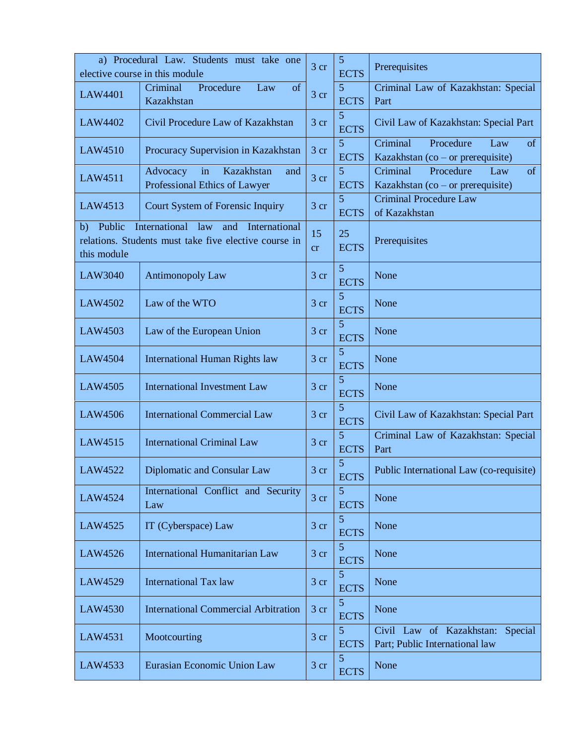| a) Procedural Law. Students must take one elective course in this module | | 3 cr | 5 ECTS | Prerequisites |
|---|---|---|---|---|
| LAW4401 | Criminal Procedure Law of Kazakhstan | 3 cr | 5 ECTS | Criminal Law of Kazakhstan: Special Part |
| LAW4402 | Civil Procedure Law of Kazakhstan | 3 cr | 5 ECTS | Civil Law of Kazakhstan: Special Part |
| LAW4510 | Procuracy Supervision in Kazakhstan | 3 cr | 5 ECTS | Criminal Procedure Law of Kazakhstan (co – or prerequisite) |
| LAW4511 | Advocacy in Kazakhstan and Professional Ethics of Lawyer | 3 cr | 5 ECTS | Criminal Procedure Law of Kazakhstan (co – or prerequisite) |
| LAW4513 | Court System of Forensic Inquiry | 3 cr | 5 ECTS | Criminal Procedure Law of Kazakhstan |
| b) Public International law and International relations. Students must take five elective course in this module | | 15 cr | 25 ECTS | Prerequisites |
| LAW3040 | Antimonopoly Law | 3 cr | 5 ECTS | None |
| LAW4502 | Law of the WTO | 3 cr | 5 ECTS | None |
| LAW4503 | Law of the European Union | 3 cr | 5 ECTS | None |
| LAW4504 | International Human Rights law | 3 cr | 5 ECTS | None |
| LAW4505 | International Investment Law | 3 cr | 5 ECTS | None |
| LAW4506 | International Commercial Law | 3 cr | 5 ECTS | Civil Law of Kazakhstan: Special Part |
| LAW4515 | International Criminal Law | 3 cr | 5 ECTS | Criminal Law of Kazakhstan: Special Part |
| LAW4522 | Diplomatic and Consular Law | 3 cr | 5 ECTS | Public International Law (co-requisite) |
| LAW4524 | International Conflict and Security Law | 3 cr | 5 ECTS | None |
| LAW4525 | IT (Cyberspace) Law | 3 cr | 5 ECTS | None |
| LAW4526 | International Humanitarian Law | 3 cr | 5 ECTS | None |
| LAW4529 | International Tax law | 3 cr | 5 ECTS | None |
| LAW4530 | International Commercial Arbitration | 3 cr | 5 ECTS | None |
| LAW4531 | Mootcourting | 3 cr | 5 ECTS | Civil Law of Kazakhstan: Special Part; Public International law |
| LAW4533 | Eurasian Economic Union Law | 3 cr | 5 ECTS | None |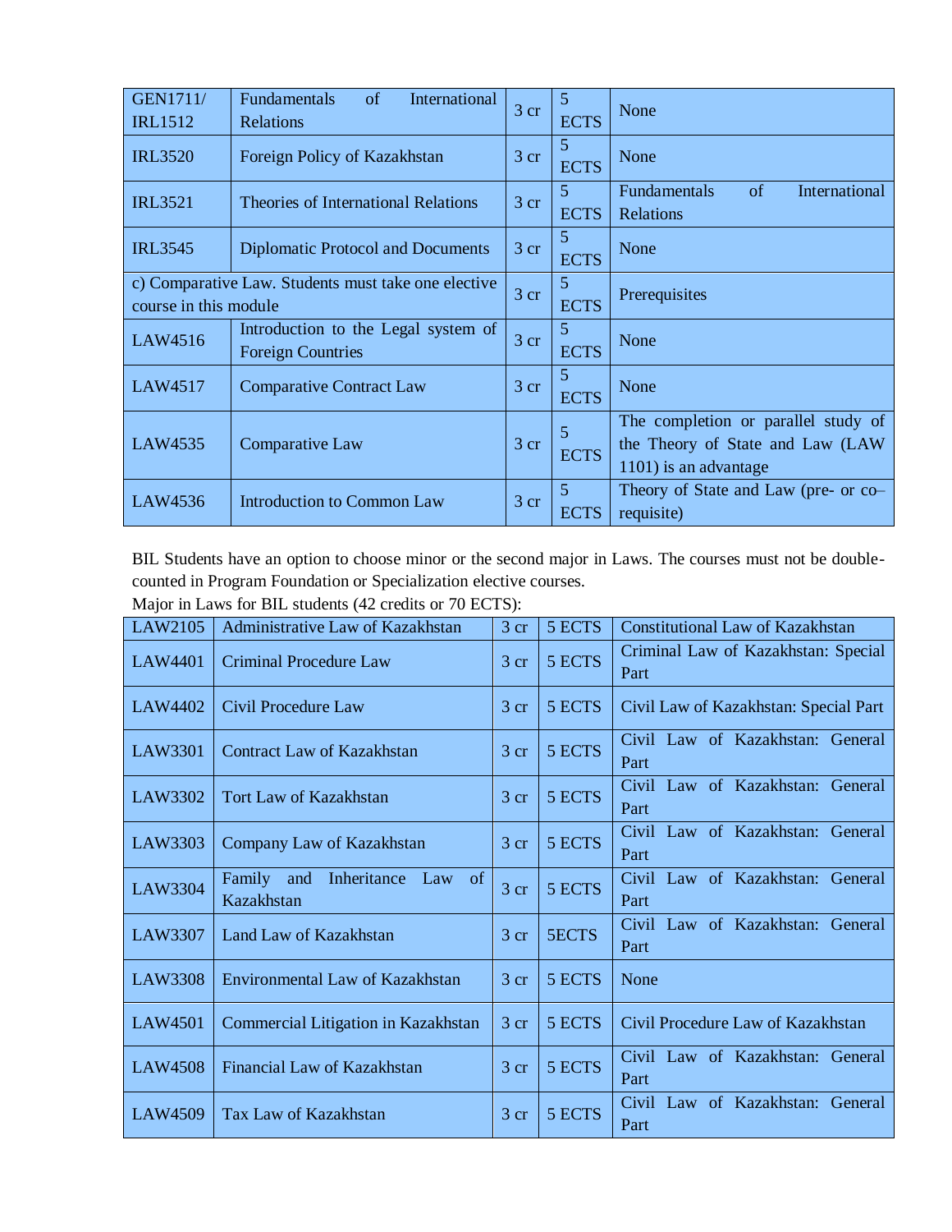| GEN1711/ IRL1512 | Fundamentals of International Relations | 3 cr | 5 ECTS | None |
|---|---|---|---|---|
| IRL3520 | Foreign Policy of Kazakhstan | 3 cr | 5 ECTS | None |
| IRL3521 | Theories of International Relations | 3 cr | 5 ECTS | Fundamentals of International Relations |
| IRL3545 | Diplomatic Protocol and Documents | 3 cr | 5 ECTS | None |
| c) Comparative Law. Students must take one elective course in this module | | 3 cr | 5 ECTS | Prerequisites |
| LAW4516 | Introduction to the Legal system of Foreign Countries | 3 cr | 5 ECTS | None |
| LAW4517 | Comparative Contract Law | 3 cr | 5 ECTS | None |
| LAW4535 | Comparative Law | 3 cr | 5 ECTS | The completion or parallel study of the Theory of State and Law (LAW 1101) is an advantage |
| LAW4536 | Introduction to Common Law | 3 cr | 5 ECTS | Theory of State and Law (pre- or co–requisite) |

BIL Students have an option to choose minor or the second major in Laws. The courses must not be double-counted in Program Foundation or Specialization elective courses.

Major in Laws for BIL students (42 credits or 70 ECTS):

| LAW2105 | Administrative Law of Kazakhstan | 3 cr | 5 ECTS | Constitutional Law of Kazakhstan |
|---|---|---|---|---|
| LAW4401 | Criminal Procedure Law | 3 cr | 5 ECTS | Criminal Law of Kazakhstan: Special Part |
| LAW4402 | Civil Procedure Law | 3 cr | 5 ECTS | Civil Law of Kazakhstan: Special Part |
| LAW3301 | Contract Law of Kazakhstan | 3 cr | 5 ECTS | Civil Law of Kazakhstan: General Part |
| LAW3302 | Tort Law of Kazakhstan | 3 cr | 5 ECTS | Civil Law of Kazakhstan: General Part |
| LAW3303 | Company Law of Kazakhstan | 3 cr | 5 ECTS | Civil Law of Kazakhstan: General Part |
| LAW3304 | Family and Inheritance Law of Kazakhstan | 3 cr | 5 ECTS | Civil Law of Kazakhstan: General Part |
| LAW3307 | Land Law of Kazakhstan | 3 cr | 5ECTS | Civil Law of Kazakhstan: General Part |
| LAW3308 | Environmental Law of Kazakhstan | 3 cr | 5 ECTS | None |
| LAW4501 | Commercial Litigation in Kazakhstan | 3 cr | 5 ECTS | Civil Procedure Law of Kazakhstan |
| LAW4508 | Financial Law of Kazakhstan | 3 cr | 5 ECTS | Civil Law of Kazakhstan: General Part |
| LAW4509 | Tax Law of Kazakhstan | 3 cr | 5 ECTS | Civil Law of Kazakhstan: General Part |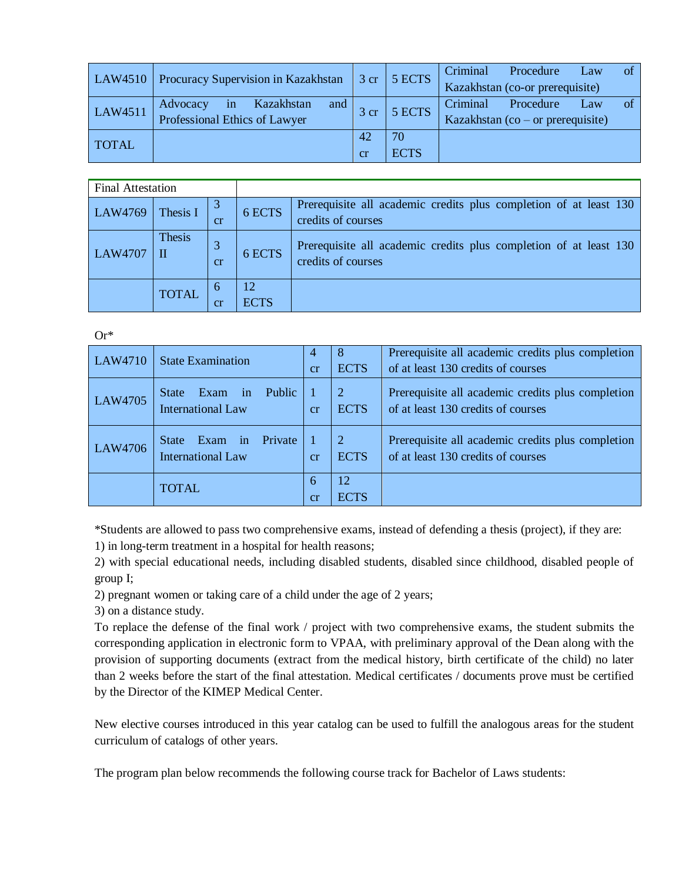| | | | | |
|---|---|---|---|---|
| LAW4510 | Procuracy Supervision in Kazakhstan | 3 cr | 5 ECTS | Criminal Procedure Law of Kazakhstan (co-or prerequisite) |
| LAW4511 | Advocacy in Kazakhstan and Professional Ethics of Lawyer | 3 cr | 5 ECTS | Criminal Procedure Law of Kazakhstan (co – or prerequisite) |
| TOTAL | | 42 cr | 70 ECTS | |

| Final Attestation | | | | |
|---|---|---|---|---|
| LAW4769 | Thesis I | 3 cr | 6 ECTS | Prerequisite all academic credits plus completion of at least 130 credits of courses |
| LAW4707 | Thesis II | 3 cr | 6 ECTS | Prerequisite all academic credits plus completion of at least 130 credits of courses |
| | TOTAL | 6 cr | 12 ECTS | |

Or*

| | | | | |
|---|---|---|---|---|
| LAW4710 | State Examination | 4 cr | 8 ECTS | Prerequisite all academic credits plus completion of at least 130 credits of courses |
| LAW4705 | State Exam in Public International Law | 1 cr | 2 ECTS | Prerequisite all academic credits plus completion of at least 130 credits of courses |
| LAW4706 | State Exam in Private International Law | 1 cr | 2 ECTS | Prerequisite all academic credits plus completion of at least 130 credits of courses |
| | TOTAL | 6 cr | 12 ECTS | |

*Students are allowed to pass two comprehensive exams, instead of defending a thesis (project), if they are:
1) in long-term treatment in a hospital for health reasons;
2) with special educational needs, including disabled students, disabled since childhood, disabled people of group I;
2) pregnant women or taking care of a child under the age of 2 years;
3) on a distance study.
To replace the defense of the final work / project with two comprehensive exams, the student submits the corresponding application in electronic form to VPAA, with preliminary approval of the Dean along with the provision of supporting documents (extract from the medical history, birth certificate of the child) no later than 2 weeks before the start of the final attestation. Medical certificates / documents prove must be certified by the Director of the KIMEP Medical Center.

New elective courses introduced in this year catalog can be used to fulfill the analogous areas for the student curriculum of catalogs of other years.

The program plan below recommends the following course track for Bachelor of Laws students: